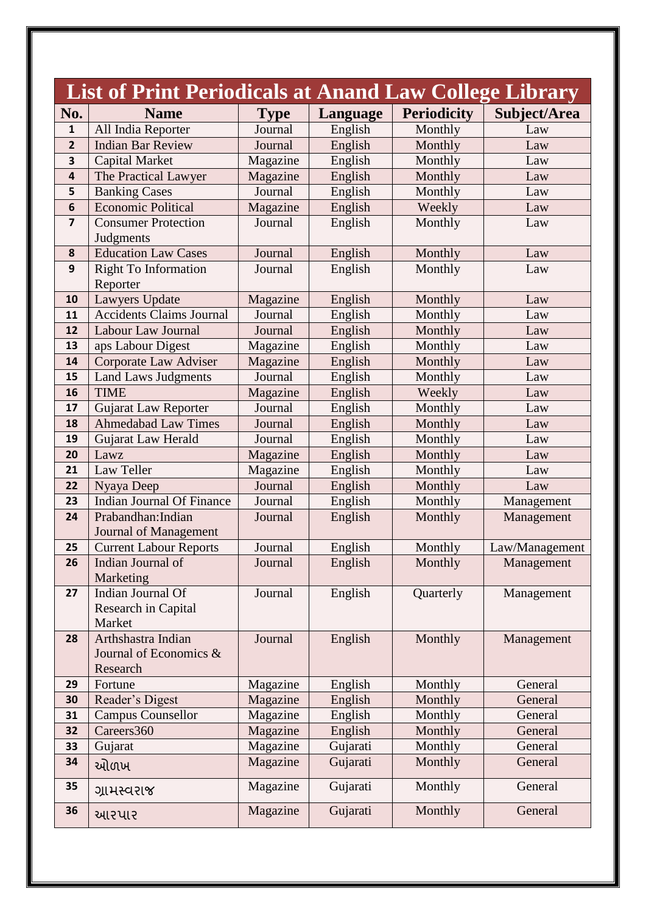# List of Print Periodicals at Anand Law College Library

| No. | Name | Type | Language | Periodicity | Subject/Area |
|---|---|---|---|---|---|
| 1 | All India Reporter | Journal | English | Monthly | Law |
| 2 | Indian Bar Review | Journal | English | Monthly | Law |
| 3 | Capital Market | Magazine | English | Monthly | Law |
| 4 | The Practical Lawyer | Magazine | English | Monthly | Law |
| 5 | Banking Cases | Journal | English | Monthly | Law |
| 6 | Economic Political | Magazine | English | Weekly | Law |
| 7 | Consumer Protection Judgments | Journal | English | Monthly | Law |
| 8 | Education Law Cases | Journal | English | Monthly | Law |
| 9 | Right To Information Reporter | Journal | English | Monthly | Law |
| 10 | Lawyers Update | Magazine | English | Monthly | Law |
| 11 | Accidents Claims Journal | Journal | English | Monthly | Law |
| 12 | Labour Law Journal | Journal | English | Monthly | Law |
| 13 | aps Labour Digest | Magazine | English | Monthly | Law |
| 14 | Corporate Law Adviser | Magazine | English | Monthly | Law |
| 15 | Land Laws Judgments | Journal | English | Monthly | Law |
| 16 | TIME | Magazine | English | Weekly | Law |
| 17 | Gujarat Law Reporter | Journal | English | Monthly | Law |
| 18 | Ahmedabad Law Times | Journal | English | Monthly | Law |
| 19 | Gujarat Law Herald | Journal | English | Monthly | Law |
| 20 | Lawz | Magazine | English | Monthly | Law |
| 21 | Law Teller | Magazine | English | Monthly | Law |
| 22 | Nyaya Deep | Journal | English | Monthly | Law |
| 23 | Indian Journal Of Finance | Journal | English | Monthly | Management |
| 24 | Prabandhan:Indian Journal of Management | Journal | English | Monthly | Management |
| 25 | Current Labour Reports | Journal | English | Monthly | Law/Management |
| 26 | Indian Journal of Marketing | Journal | English | Monthly | Management |
| 27 | Indian Journal Of Research in Capital Market | Journal | English | Quarterly | Management |
| 28 | Arthshastra Indian Journal of Economics & Research | Journal | English | Monthly | Management |
| 29 | Fortune | Magazine | English | Monthly | General |
| 30 | Reader's Digest | Magazine | English | Monthly | General |
| 31 | Campus Counsellor | Magazine | English | Monthly | General |
| 32 | Careers360 | Magazine | English | Monthly | General |
| 33 | Gujarat | Magazine | Gujarati | Monthly | General |
| 34 | ઓળખ | Magazine | Gujarati | Monthly | General |
| 35 | ગ્રામસ્વરાજ | Magazine | Gujarati | Monthly | General |
| 36 | આરપાર | Magazine | Gujarati | Monthly | General |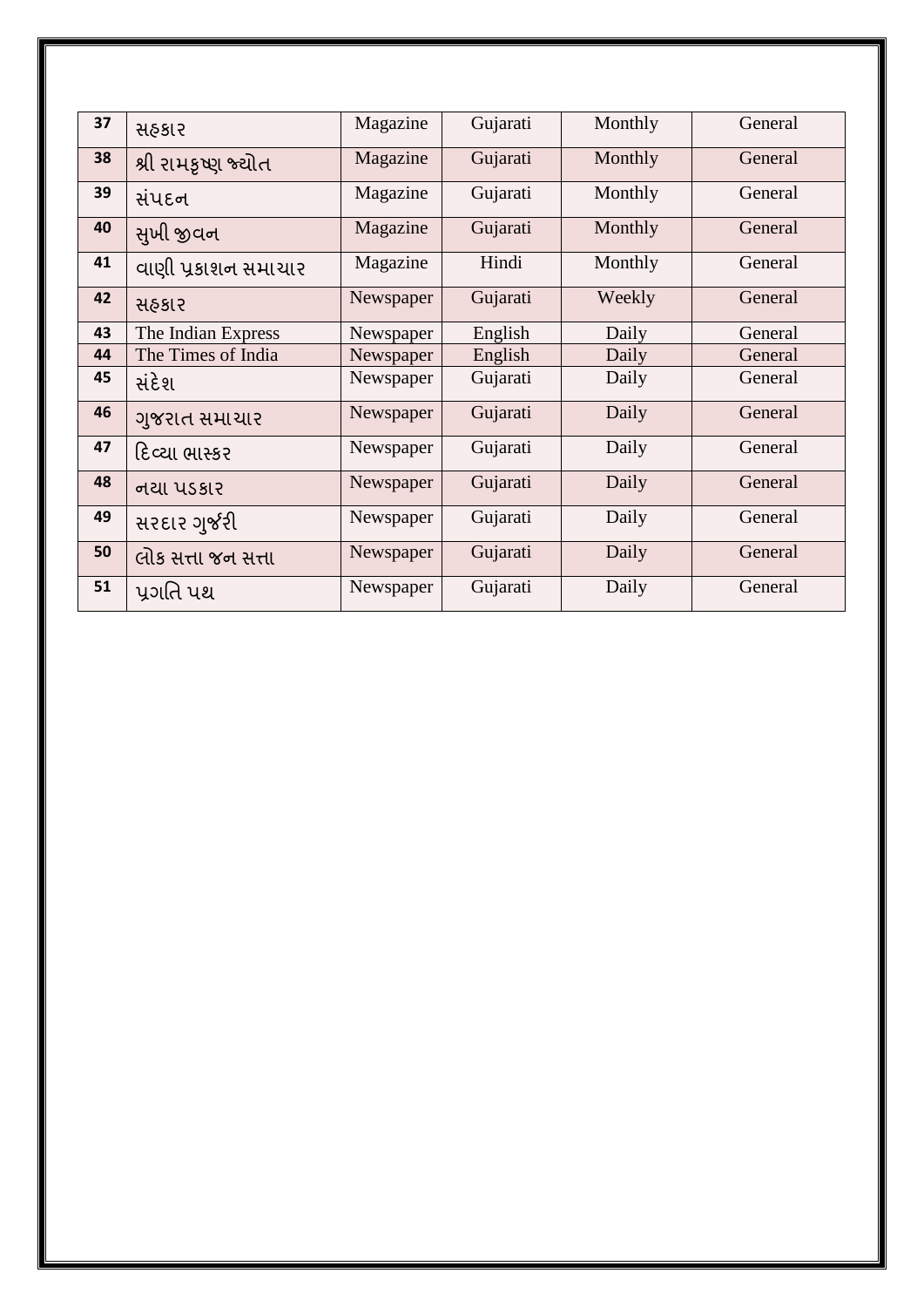| | | | | | |
|---|---|---|---|---|---|
| 37 | સહકાર | Magazine | Gujarati | Monthly | General |
| 38 | શ્રી રામકૃષ્ણ જ્યોત | Magazine | Gujarati | Monthly | General |
| 39 | સંપદન | Magazine | Gujarati | Monthly | General |
| 40 | સુખી જીવન | Magazine | Gujarati | Monthly | General |
| 41 | વાણી પ્રકાશન સમાચાર | Magazine | Hindi | Monthly | General |
| 42 | સહકાર | Newspaper | Gujarati | Weekly | General |
| 43 | The Indian Express | Newspaper | English | Daily | General |
| 44 | The Times of India | Newspaper | English | Daily | General |
| 45 | સંદેશ | Newspaper | Gujarati | Daily | General |
| 46 | ગુજરાત સમાચાર | Newspaper | Gujarati | Daily | General |
| 47 | દિવ્યા ભાસ્કર | Newspaper | Gujarati | Daily | General |
| 48 | નયા પડકાર | Newspaper | Gujarati | Daily | General |
| 49 | સરદાર ગુર્જરી | Newspaper | Gujarati | Daily | General |
| 50 | લોક સત્તા જન સત્તા | Newspaper | Gujarati | Daily | General |
| 51 | પ્રગતિ પથ | Newspaper | Gujarati | Daily | General |